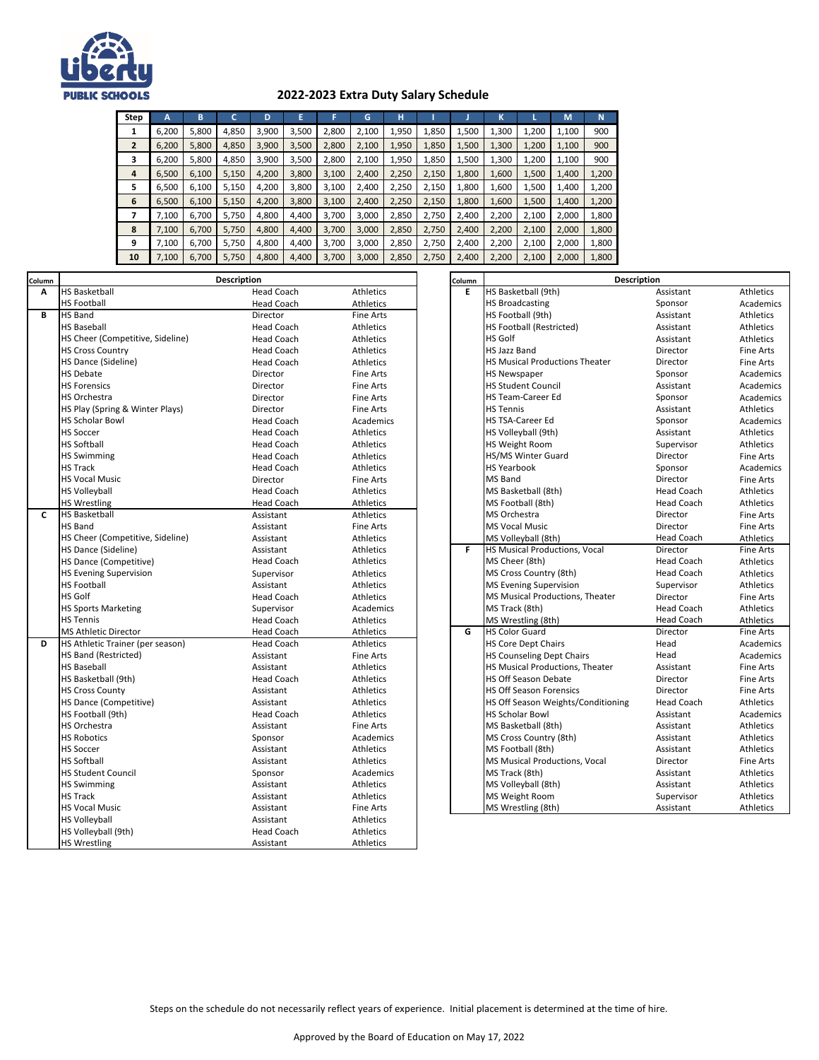Liberty PUBLIC SCHOOLS

# 2022-2023 Extra Duty Salary Schedule

| Step | A | B | C | D | E | F | G | H | I | J | K | L | M | N |
|---|---|---|---|---|---|---|---|---|---|---|---|---|---|---|
| 1 | 6,200 | 5,800 | 4,850 | 3,900 | 3,500 | 2,800 | 2,100 | 1,950 | 1,850 | 1,500 | 1,300 | 1,200 | 1,100 | 900 |
| 2 | 6,200 | 5,800 | 4,850 | 3,900 | 3,500 | 2,800 | 2,100 | 1,950 | 1,850 | 1,500 | 1,300 | 1,200 | 1,100 | 900 |
| 3 | 6,200 | 5,800 | 4,850 | 3,900 | 3,500 | 2,800 | 2,100 | 1,950 | 1,850 | 1,500 | 1,300 | 1,200 | 1,100 | 900 |
| 4 | 6,500 | 6,100 | 5,150 | 4,200 | 3,800 | 3,100 | 2,400 | 2,250 | 2,150 | 1,800 | 1,600 | 1,500 | 1,400 | 1,200 |
| 5 | 6,500 | 6,100 | 5,150 | 4,200 | 3,800 | 3,100 | 2,400 | 2,250 | 2,150 | 1,800 | 1,600 | 1,500 | 1,400 | 1,200 |
| 6 | 6,500 | 6,100 | 5,150 | 4,200 | 3,800 | 3,100 | 2,400 | 2,250 | 2,150 | 1,800 | 1,600 | 1,500 | 1,400 | 1,200 |
| 7 | 7,100 | 6,700 | 5,750 | 4,800 | 4,400 | 3,700 | 3,000 | 2,850 | 2,750 | 2,400 | 2,200 | 2,100 | 2,000 | 1,800 |
| 8 | 7,100 | 6,700 | 5,750 | 4,800 | 4,400 | 3,700 | 3,000 | 2,850 | 2,750 | 2,400 | 2,200 | 2,100 | 2,000 | 1,800 |
| 9 | 7,100 | 6,700 | 5,750 | 4,800 | 4,400 | 3,700 | 3,000 | 2,850 | 2,750 | 2,400 | 2,200 | 2,100 | 2,000 | 1,800 |
| 10 | 7,100 | 6,700 | 5,750 | 4,800 | 4,400 | 3,700 | 3,000 | 2,850 | 2,750 | 2,400 | 2,200 | 2,100 | 2,000 | 1,800 |

| Column | Description | | |
|---|---|---|---|
| A | HS Basketball | Head Coach | Athletics |
| | HS Football | Head Coach | Athletics |
| B | HS Band | Director | Fine Arts |
| | HS Baseball | Head Coach | Athletics |
| | HS Cheer (Competitive, Sideline) | Head Coach | Athletics |
| | HS Cross Country | Head Coach | Athletics |
| | HS Dance (Sideline) | Head Coach | Athletics |
| | HS Debate | Director | Fine Arts |
| | HS Forensics | Director | Fine Arts |
| | HS Orchestra | Director | Fine Arts |
| | HS Play (Spring & Winter Plays) | Director | Fine Arts |
| | HS Scholar Bowl | Head Coach | Academics |
| | HS Soccer | Head Coach | Athletics |
| | HS Softball | Head Coach | Athletics |
| | HS Swimming | Head Coach | Athletics |
| | HS Track | Head Coach | Athletics |
| | HS Vocal Music | Director | Fine Arts |
| | HS Volleyball | Head Coach | Athletics |
| | HS Wrestling | Head Coach | Athletics |
| C | HS Basketball | Assistant | Athletics |
| | HS Band | Assistant | Fine Arts |
| | HS Cheer (Competitive, Sideline) | Assistant | Athletics |
| | HS Dance (Sideline) | Assistant | Athletics |
| | HS Dance (Competitive) | Head Coach | Athletics |
| | HS Evening Supervision | Supervisor | Athletics |
| | HS Football | Assistant | Athletics |
| | HS Golf | Head Coach | Athletics |
| | HS Sports Marketing | Supervisor | Academics |
| | HS Tennis | Head Coach | Athletics |
| | MS Athletic Director | Head Coach | Athletics |
| D | HS Athletic Trainer (per season) | Head Coach | Athletics |
| | HS Band (Restricted) | Assistant | Fine Arts |
| | HS Baseball | Assistant | Athletics |
| | HS Basketball (9th) | Head Coach | Athletics |
| | HS Cross County | Assistant | Athletics |
| | HS Dance (Competitive) | Assistant | Athletics |
| | HS Football (9th) | Head Coach | Athletics |
| | HS Orchestra | Assistant | Fine Arts |
| | HS Robotics | Sponsor | Academics |
| | HS Soccer | Assistant | Athletics |
| | HS Softball | Assistant | Athletics |
| | HS Student Council | Sponsor | Academics |
| | HS Swimming | Assistant | Athletics |
| | HS Track | Assistant | Athletics |
| | HS Vocal Music | Assistant | Fine Arts |
| | HS Volleyball | Assistant | Athletics |
| | HS Volleyball (9th) | Head Coach | Athletics |
| | HS Wrestling | Assistant | Athletics |

| Column | Description | | |
|---|---|---|---|
| E | HS Basketball (9th) | Assistant | Athletics |
| | HS Broadcasting | Sponsor | Academics |
| | HS Football (9th) | Assistant | Athletics |
| | HS Football (Restricted) | Assistant | Athletics |
| | HS Golf | Assistant | Athletics |
| | HS Jazz Band | Director | Fine Arts |
| | HS Musical Productions Theater | Director | Fine Arts |
| | HS Newspaper | Sponsor | Academics |
| | HS Student Council | Assistant | Academics |
| | HS Team-Career Ed | Sponsor | Academics |
| | HS Tennis | Assistant | Athletics |
| | HS TSA-Career Ed | Sponsor | Academics |
| | HS Volleyball (9th) | Assistant | Athletics |
| | HS Weight Room | Supervisor | Athletics |
| | HS/MS Winter Guard | Director | Fine Arts |
| | HS Yearbook | Sponsor | Academics |
| | MS Band | Director | Fine Arts |
| | MS Basketball (8th) | Head Coach | Athletics |
| | MS Football (8th) | Head Coach | Athletics |
| | MS Orchestra | Director | Fine Arts |
| | MS Vocal Music | Director | Fine Arts |
| | MS Volleyball (8th) | Head Coach | Athletics |
| F | HS Musical Productions, Vocal | Director | Fine Arts |
| | MS Cheer (8th) | Head Coach | Athletics |
| | MS Cross Country (8th) | Head Coach | Athletics |
| | MS Evening Supervision | Supervisor | Athletics |
| | MS Musical Productions, Theater | Director | Fine Arts |
| | MS Track (8th) | Head Coach | Athletics |
| | MS Wrestling (8th) | Head Coach | Athletics |
| G | HS Color Guard | Director | Fine Arts |
| | HS Core Dept Chairs | Head | Academics |
| | HS Counseling Dept Chairs | Head | Academics |
| | HS Musical Productions, Theater | Assistant | Fine Arts |
| | HS Off Season Debate | Director | Fine Arts |
| | HS Off Season Forensics | Director | Fine Arts |
| | HS Off Season Weights/Conditioning | Head Coach | Athletics |
| | HS Scholar Bowl | Assistant | Academics |
| | MS Basketball (8th) | Assistant | Athletics |
| | MS Cross Country (8th) | Assistant | Athletics |
| | MS Football (8th) | Assistant | Athletics |
| | MS Musical Productions, Vocal | Director | Fine Arts |
| | MS Track (8th) | Assistant | Athletics |
| | MS Volleyball (8th) | Assistant | Athletics |
| | MS Weight Room | Supervisor | Athletics |
| | MS Wrestling (8th) | Assistant | Athletics |

Steps on the schedule do not necessarily reflect years of experience. Initial placement is determined at the time of hire.

Approved by the Board of Education on May 17, 2022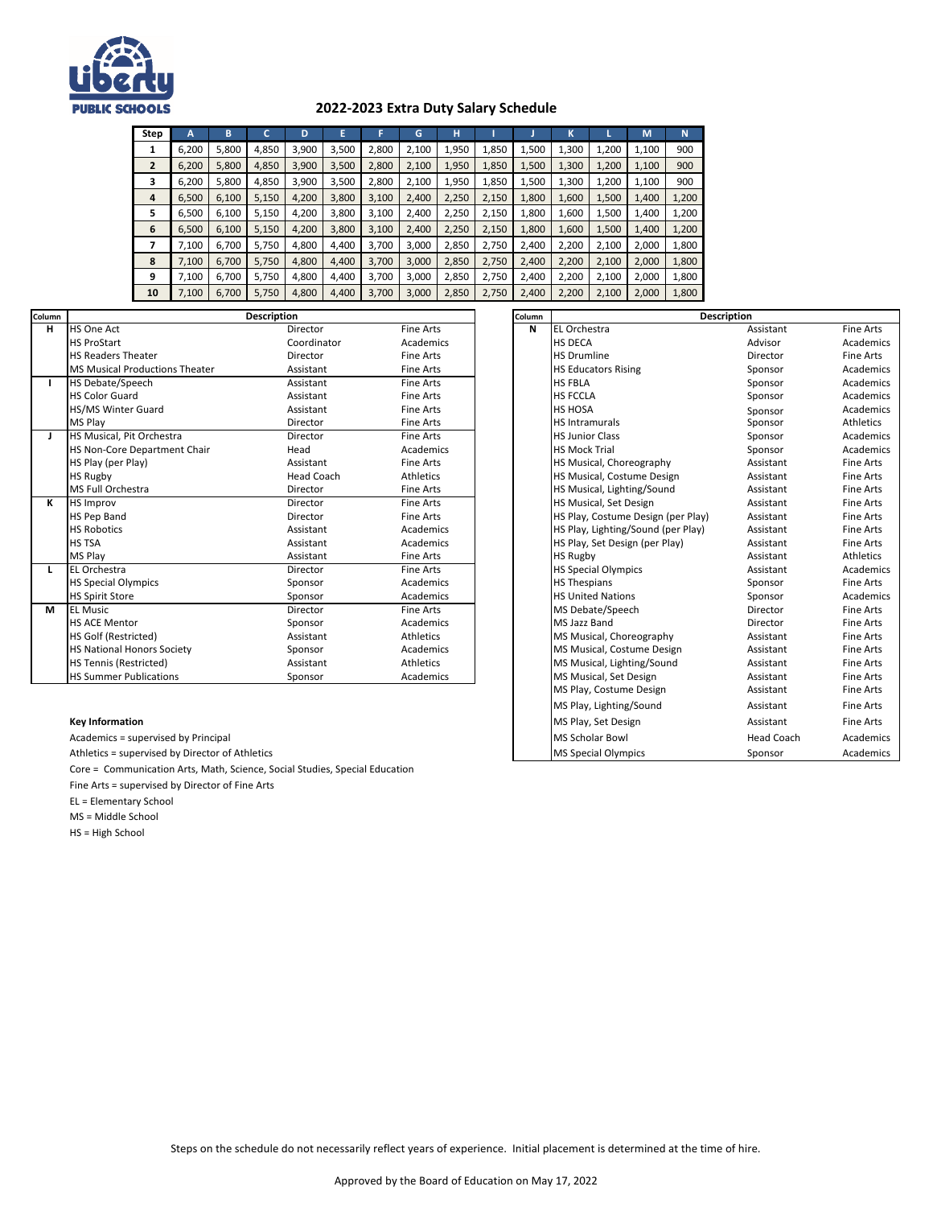## 2022-2023 Extra Duty Salary Schedule

| Step | A | B | C | D | E | F | G | H | I | J | K | L | M | N |
|---|---|---|---|---|---|---|---|---|---|---|---|---|---|---|
| 1 | 6,200 | 5,800 | 4,850 | 3,900 | 3,500 | 2,800 | 2,100 | 1,950 | 1,850 | 1,500 | 1,300 | 1,200 | 1,100 | 900 |
| 2 | 6,200 | 5,800 | 4,850 | 3,900 | 3,500 | 2,800 | 2,100 | 1,950 | 1,850 | 1,500 | 1,300 | 1,200 | 1,100 | 900 |
| 3 | 6,200 | 5,800 | 4,850 | 3,900 | 3,500 | 2,800 | 2,100 | 1,950 | 1,850 | 1,500 | 1,300 | 1,200 | 1,100 | 900 |
| 4 | 6,500 | 6,100 | 5,150 | 4,200 | 3,800 | 3,100 | 2,400 | 2,250 | 2,150 | 1,800 | 1,600 | 1,500 | 1,400 | 1,200 |
| 5 | 6,500 | 6,100 | 5,150 | 4,200 | 3,800 | 3,100 | 2,400 | 2,250 | 2,150 | 1,800 | 1,600 | 1,500 | 1,400 | 1,200 |
| 6 | 6,500 | 6,100 | 5,150 | 4,200 | 3,800 | 3,100 | 2,400 | 2,250 | 2,150 | 1,800 | 1,600 | 1,500 | 1,400 | 1,200 |
| 7 | 7,100 | 6,700 | 5,750 | 4,800 | 4,400 | 3,700 | 3,000 | 2,850 | 2,750 | 2,400 | 2,200 | 2,100 | 2,000 | 1,800 |
| 8 | 7,100 | 6,700 | 5,750 | 4,800 | 4,400 | 3,700 | 3,000 | 2,850 | 2,750 | 2,400 | 2,200 | 2,100 | 2,000 | 1,800 |
| 9 | 7,100 | 6,700 | 5,750 | 4,800 | 4,400 | 3,700 | 3,000 | 2,850 | 2,750 | 2,400 | 2,200 | 2,100 | 2,000 | 1,800 |
| 10 | 7,100 | 6,700 | 5,750 | 4,800 | 4,400 | 3,700 | 3,000 | 2,850 | 2,750 | 2,400 | 2,200 | 2,100 | 2,000 | 1,800 |

| Column | Description | | |
|---|---|---|---|
| H | HS One Act | Director | Fine Arts |
| | HS ProStart | Coordinator | Academics |
| | HS Readers Theater | Director | Fine Arts |
| | MS Musical Productions Theater | Assistant | Fine Arts |
| I | HS Debate/Speech | Assistant | Fine Arts |
| | HS Color Guard | Assistant | Fine Arts |
| | HS/MS Winter Guard | Assistant | Fine Arts |
| | MS Play | Director | Fine Arts |
| J | HS Musical, Pit Orchestra | Director | Fine Arts |
| | HS Non-Core Department Chair | Head | Academics |
| | HS Play (per Play) | Assistant | Fine Arts |
| | HS Rugby | Head Coach | Athletics |
| | MS Full Orchestra | Director | Fine Arts |
| K | HS Improv | Director | Fine Arts |
| | HS Pep Band | Director | Fine Arts |
| | HS Robotics | Assistant | Academics |
| | HS TSA | Assistant | Academics |
| | MS Play | Assistant | Fine Arts |
| L | EL Orchestra | Director | Fine Arts |
| | HS Special Olympics | Sponsor | Academics |
| | HS Spirit Store | Sponsor | Academics |
| M | EL Music | Director | Fine Arts |
| | HS ACE Mentor | Sponsor | Academics |
| | HS Golf (Restricted) | Assistant | Athletics |
| | HS National Honors Society | Sponsor | Academics |
| | HS Tennis (Restricted) | Assistant | Athletics |
| | HS Summer Publications | Sponsor | Academics |

| Column | Description | | |
|---|---|---|---|
| N | EL Orchestra | Assistant | Fine Arts |
| | HS DECA | Advisor | Academics |
| | HS Drumline | Director | Fine Arts |
| | HS Educators Rising | Sponsor | Academics |
| | HS FBLA | Sponsor | Academics |
| | HS FCCLA | Sponsor | Academics |
| | HS HOSA | Sponsor | Academics |
| | HS Intramurals | Sponsor | Athletics |
| | HS Junior Class | Sponsor | Academics |
| | HS Mock Trial | Sponsor | Academics |
| | HS Musical, Choreography | Assistant | Fine Arts |
| | HS Musical, Costume Design | Assistant | Fine Arts |
| | HS Musical, Lighting/Sound | Assistant | Fine Arts |
| | HS Musical, Set Design | Assistant | Fine Arts |
| | HS Play, Costume Design (per Play) | Assistant | Fine Arts |
| | HS Play, Lighting/Sound (per Play) | Assistant | Fine Arts |
| | HS Play, Set Design (per Play) | Assistant | Fine Arts |
| | HS Rugby | Assistant | Athletics |
| | HS Special Olympics | Assistant | Academics |
| | HS Thespians | Sponsor | Fine Arts |
| | HS United Nations | Sponsor | Academics |
| | MS Debate/Speech | Director | Fine Arts |
| | MS Jazz Band | Director | Fine Arts |
| | MS Musical, Choreography | Assistant | Fine Arts |
| | MS Musical, Costume Design | Assistant | Fine Arts |
| | MS Musical, Lighting/Sound | Assistant | Fine Arts |
| | MS Musical, Set Design | Assistant | Fine Arts |
| | MS Play, Costume Design | Assistant | Fine Arts |
| | MS Play, Lighting/Sound | Assistant | Fine Arts |
| | MS Play, Set Design | Assistant | Fine Arts |
| | MS Scholar Bowl | Head Coach | Academics |
| | MS Special Olympics | Sponsor | Academics |

**Key Information**

Academics = supervised by Principal

Athletics = supervised by Director of Athletics

Core = Communication Arts, Math, Science, Social Studies, Special Education

Fine Arts = supervised by Director of Fine Arts

EL = Elementary School

MS = Middle School

HS = High School

Steps on the schedule do not necessarily reflect years of experience. Initial placement is determined at the time of hire.

Approved by the Board of Education on May 17, 2022